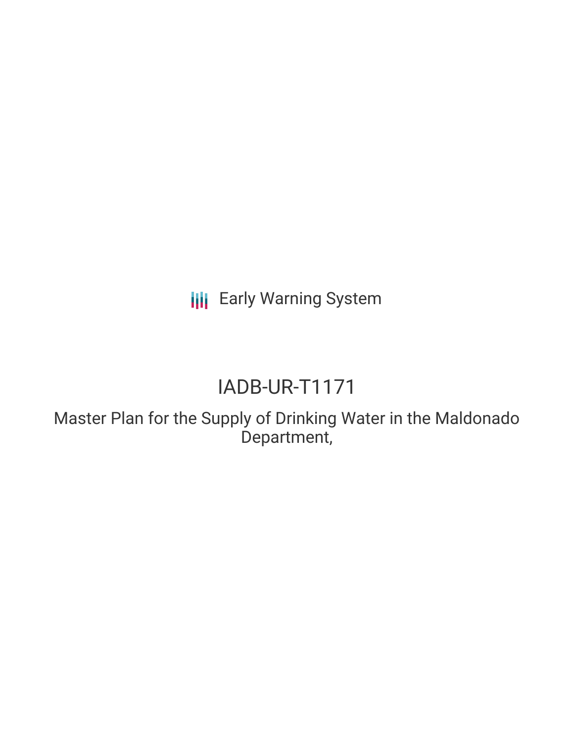Early Warning System

# IADB-UR-T1171

## Master Plan for the Supply of Drinking Water in the Maldonado Department,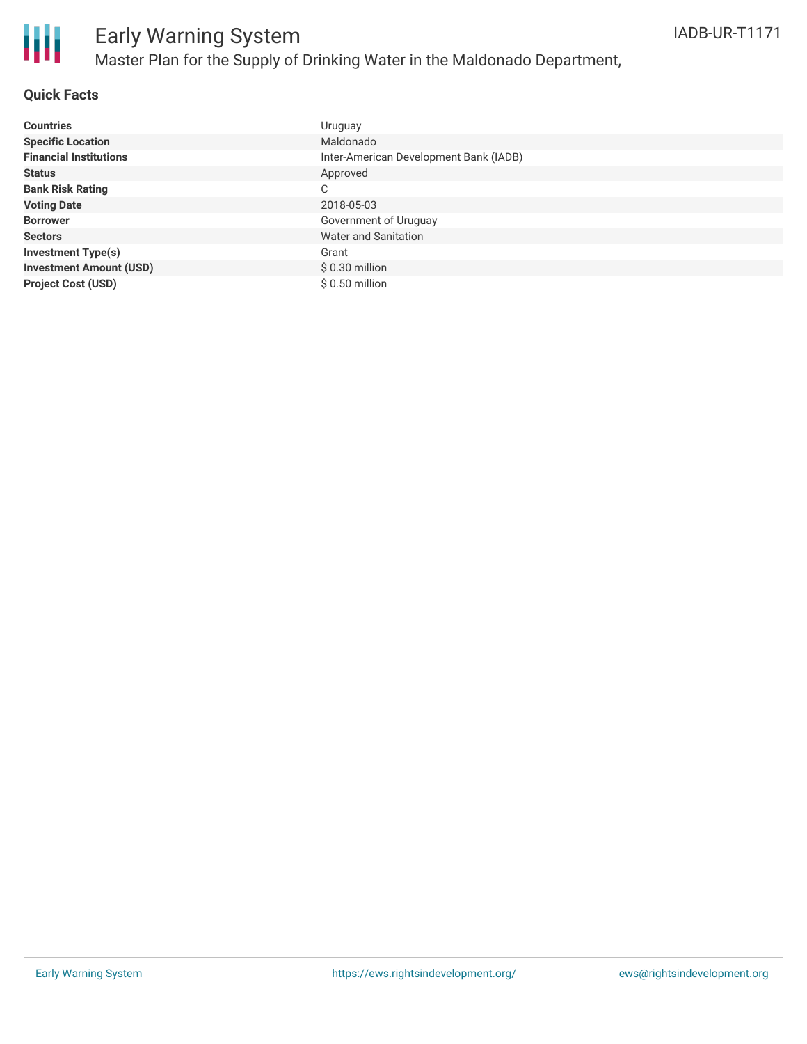## Quick Facts

| | |
|---|---|
| **Countries** | Uruguay |
| **Specific Location** | Maldonado |
| **Financial Institutions** | Inter-American Development Bank (IADB) |
| **Status** | Approved |
| **Bank Risk Rating** | C |
| **Voting Date** | 2018-05-03 |
| **Borrower** | Government of Uruguay |
| **Sectors** | Water and Sanitation |
| **Investment Type(s)** | Grant |
| **Investment Amount (USD)** | $ 0.30 million |
| **Project Cost (USD)** | $ 0.50 million |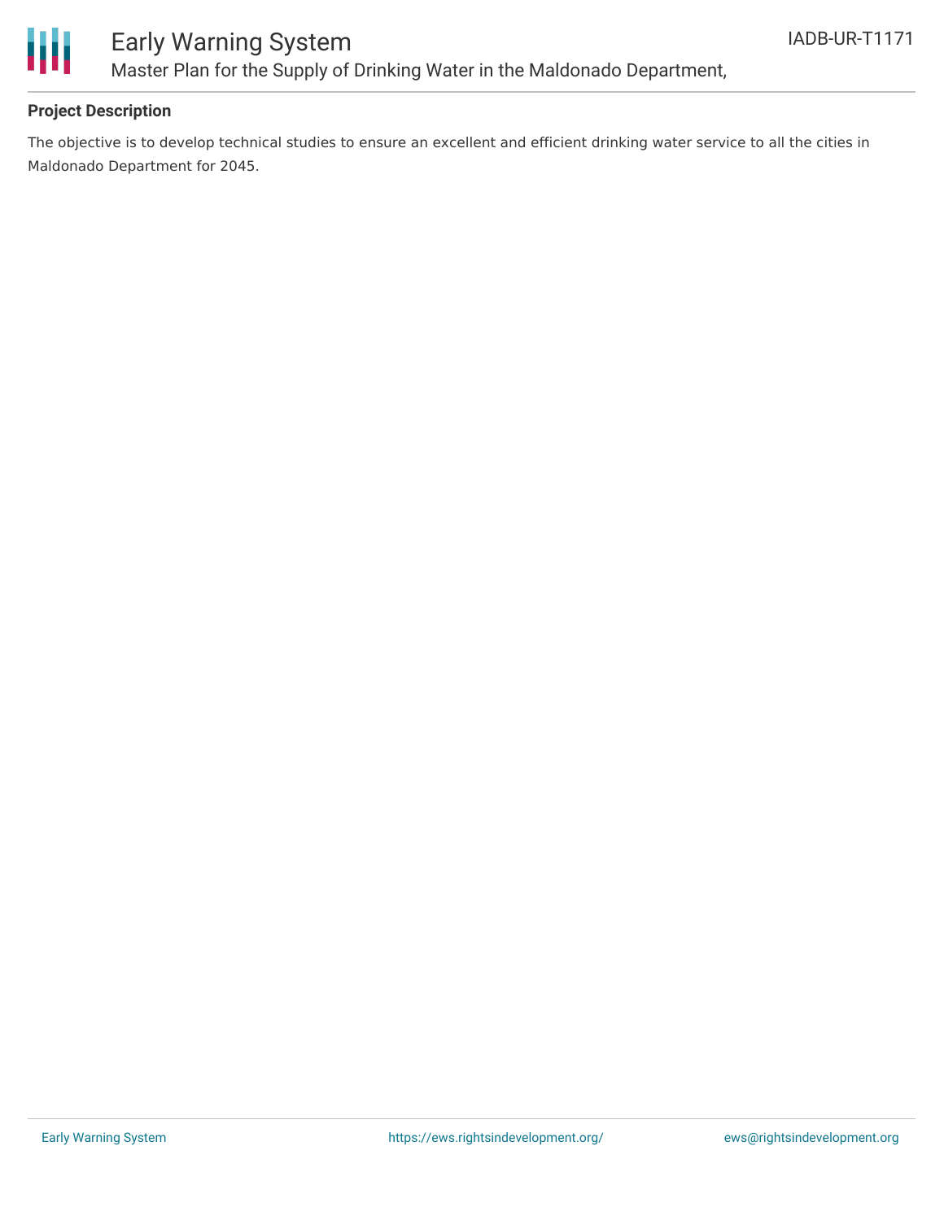**Project Description**

The objective is to develop technical studies to ensure an excellent and efficient drinking water service to all the cities in Maldonado Department for 2045.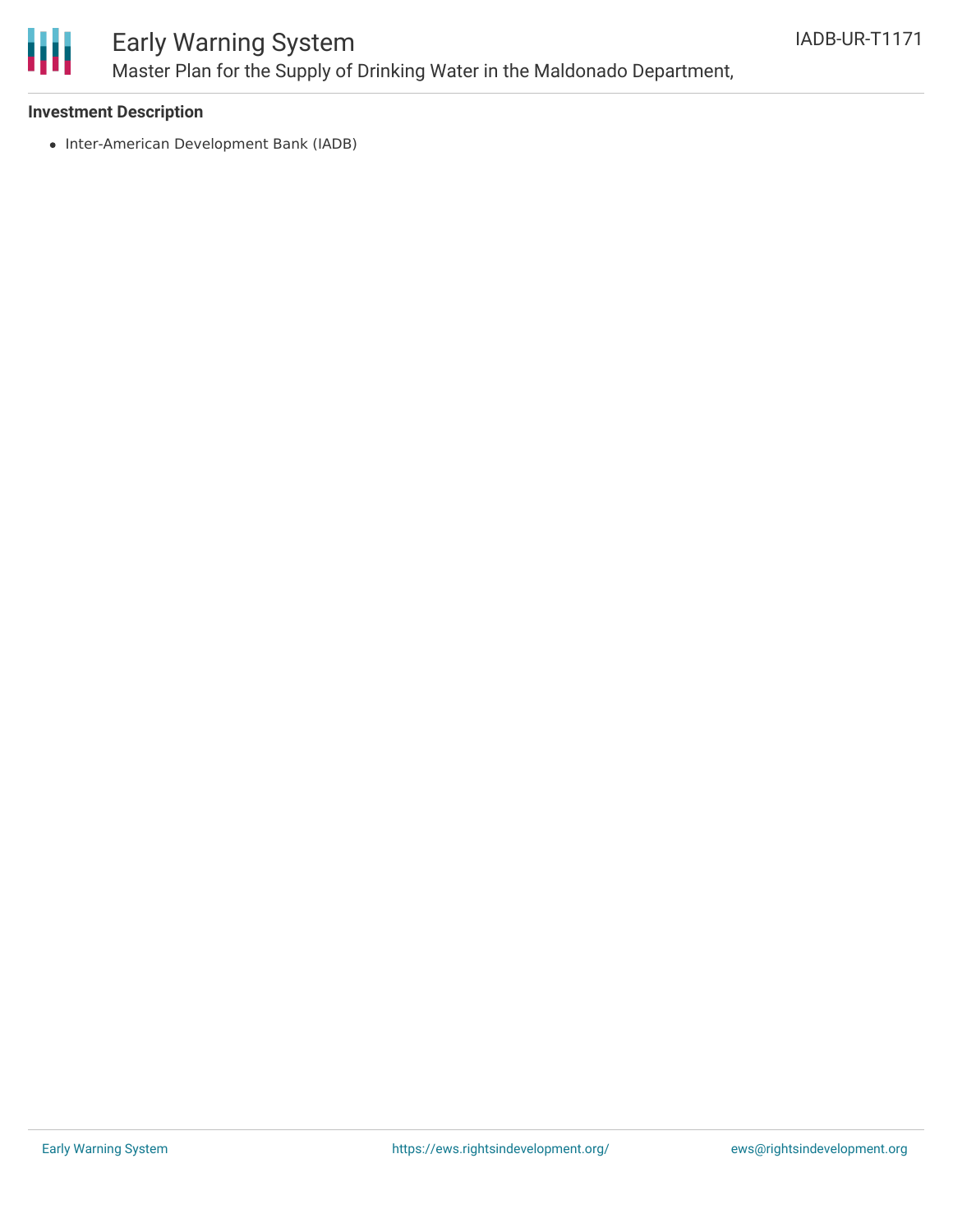**Investment Description**

- Inter-American Development Bank (IADB)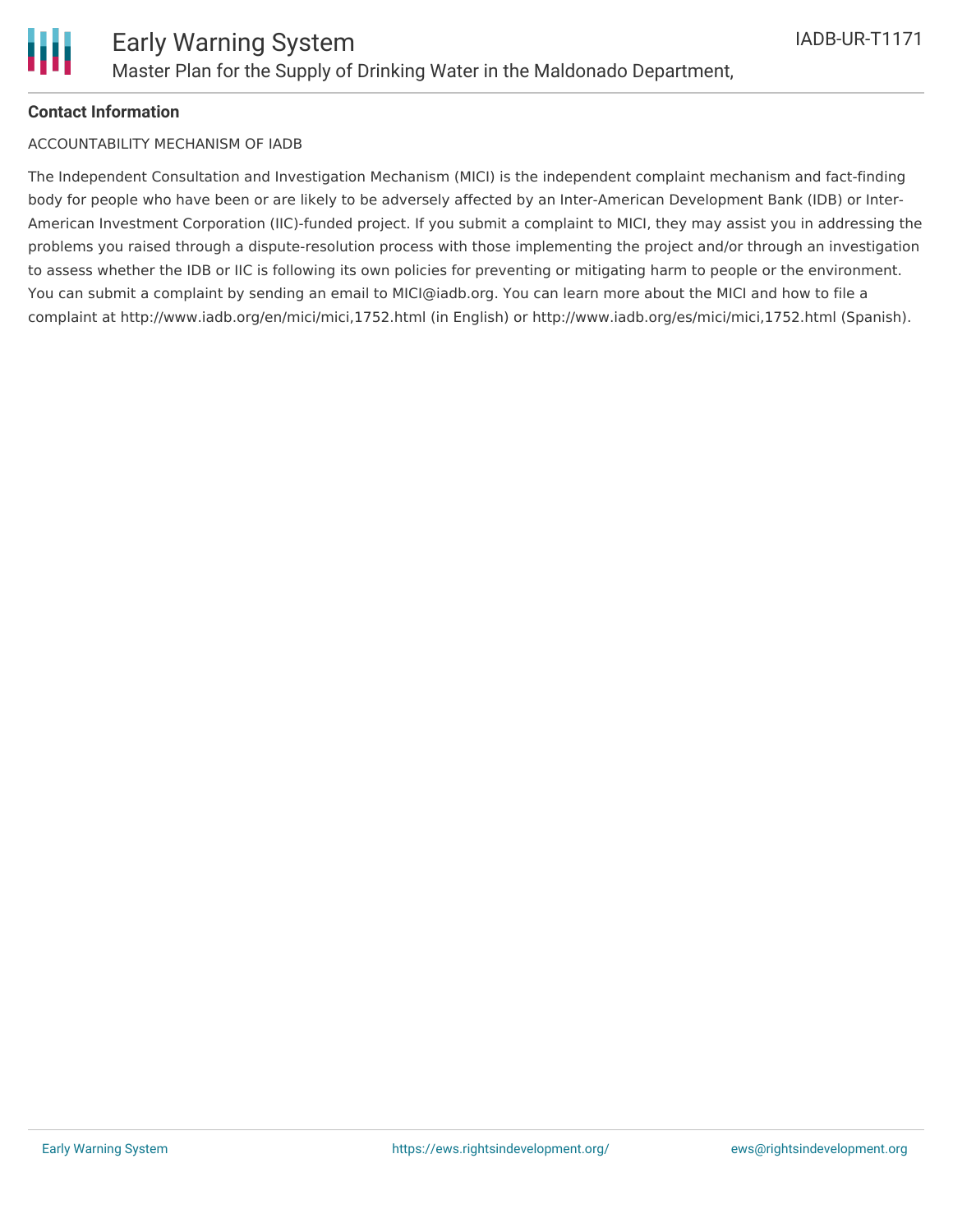**Contact Information**

ACCOUNTABILITY MECHANISM OF IADB

The Independent Consultation and Investigation Mechanism (MICI) is the independent complaint mechanism and fact-finding body for people who have been or are likely to be adversely affected by an Inter-American Development Bank (IDB) or Inter-American Investment Corporation (IIC)-funded project. If you submit a complaint to MICI, they may assist you in addressing the problems you raised through a dispute-resolution process with those implementing the project and/or through an investigation to assess whether the IDB or IIC is following its own policies for preventing or mitigating harm to people or the environment. You can submit a complaint by sending an email to MICI@iadb.org. You can learn more about the MICI and how to file a complaint at http://www.iadb.org/en/mici/mici,1752.html (in English) or http://www.iadb.org/es/mici/mici,1752.html (Spanish).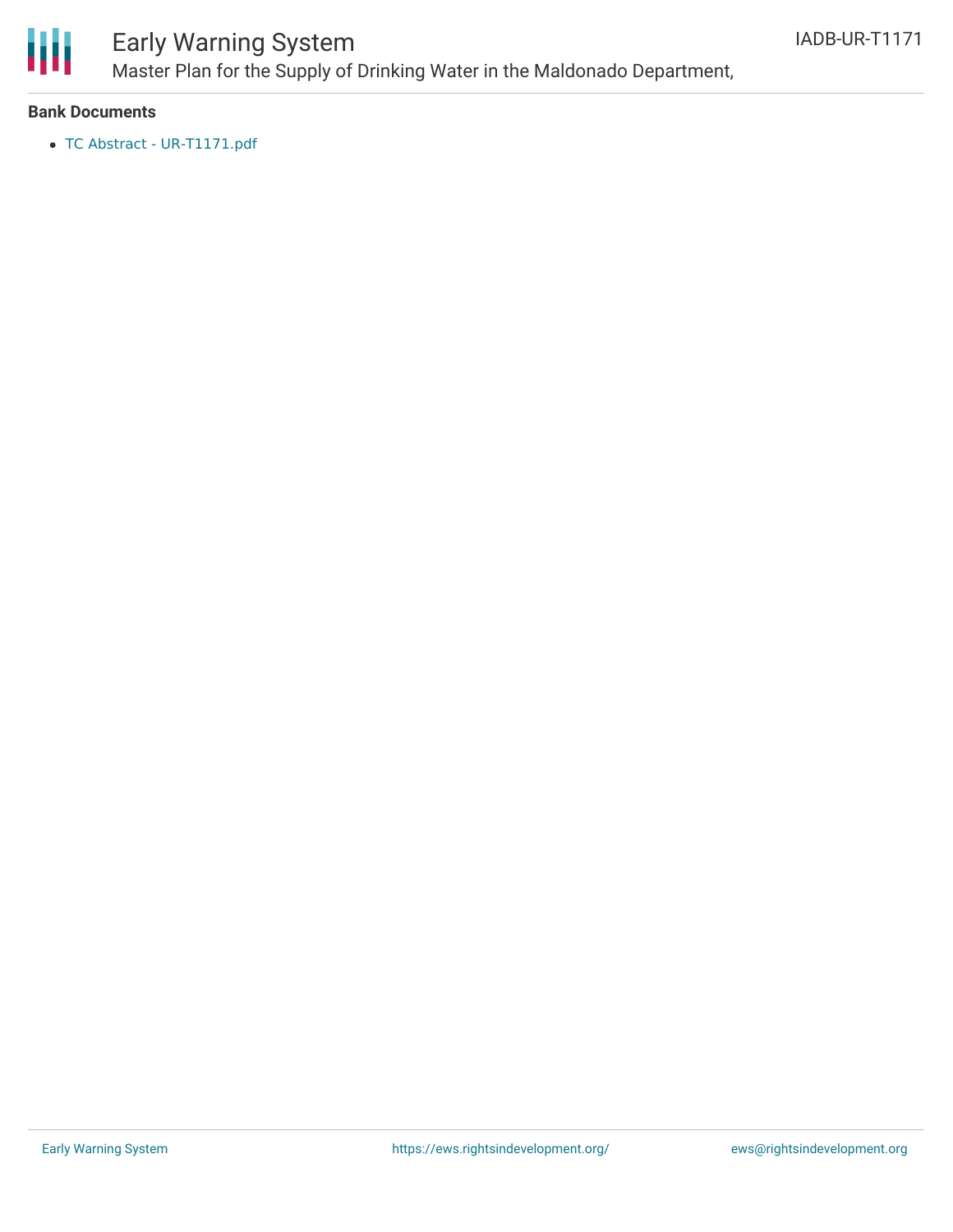**Bank Documents**

- TC Abstract - UR-T1171.pdf